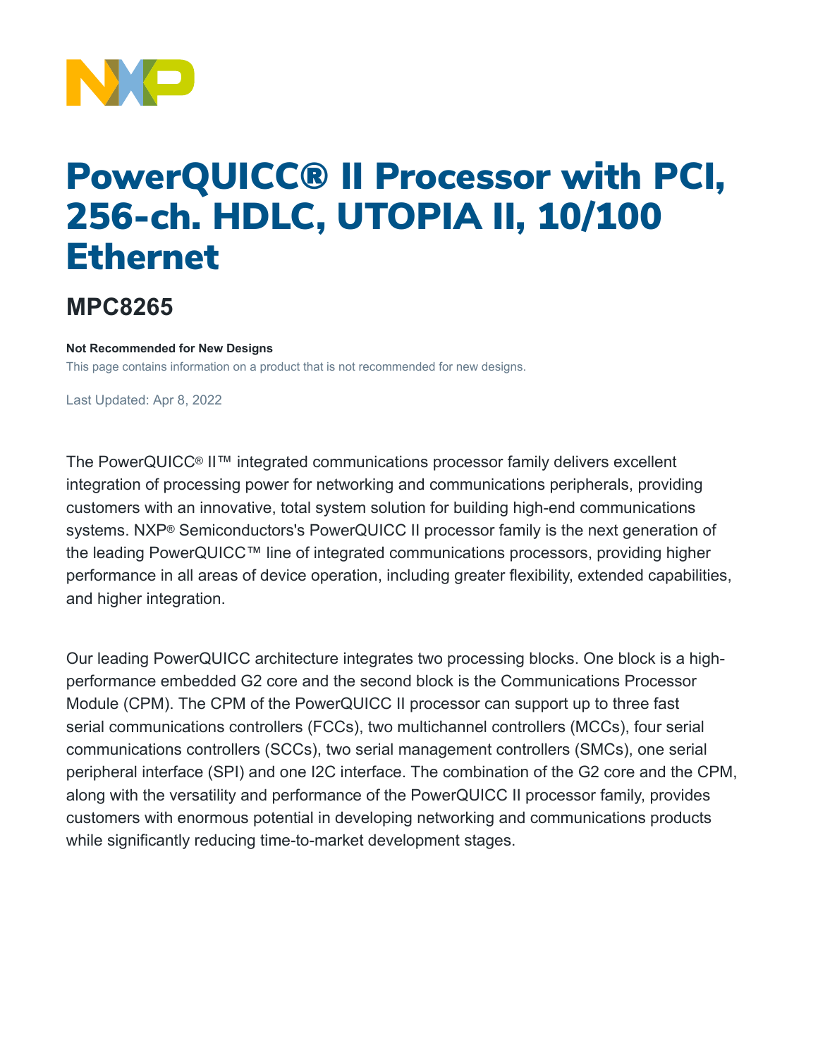# PowerQUICC® II Processor with PCI, 256-ch. HDLC, UTOPIA II, 10/100 Ethernet

## MPC8265

**Not Recommended for New Designs**

This page contains information on a product that is not recommended for new designs.

Last Updated: Apr 8, 2022

The PowerQUICC® II™ integrated communications processor family delivers excellent integration of processing power for networking and communications peripherals, providing customers with an innovative, total system solution for building high-end communications systems. NXP® Semiconductors's PowerQUICC II processor family is the next generation of the leading PowerQUICC™ line of integrated communications processors, providing higher performance in all areas of device operation, including greater flexibility, extended capabilities, and higher integration.

Our leading PowerQUICC architecture integrates two processing blocks. One block is a high-performance embedded G2 core and the second block is the Communications Processor Module (CPM). The CPM of the PowerQUICC II processor can support up to three fast serial communications controllers (FCCs), two multichannel controllers (MCCs), four serial communications controllers (SCCs), two serial management controllers (SMCs), one serial peripheral interface (SPI) and one I2C interface. The combination of the G2 core and the CPM, along with the versatility and performance of the PowerQUICC II processor family, provides customers with enormous potential in developing networking and communications products while significantly reducing time-to-market development stages.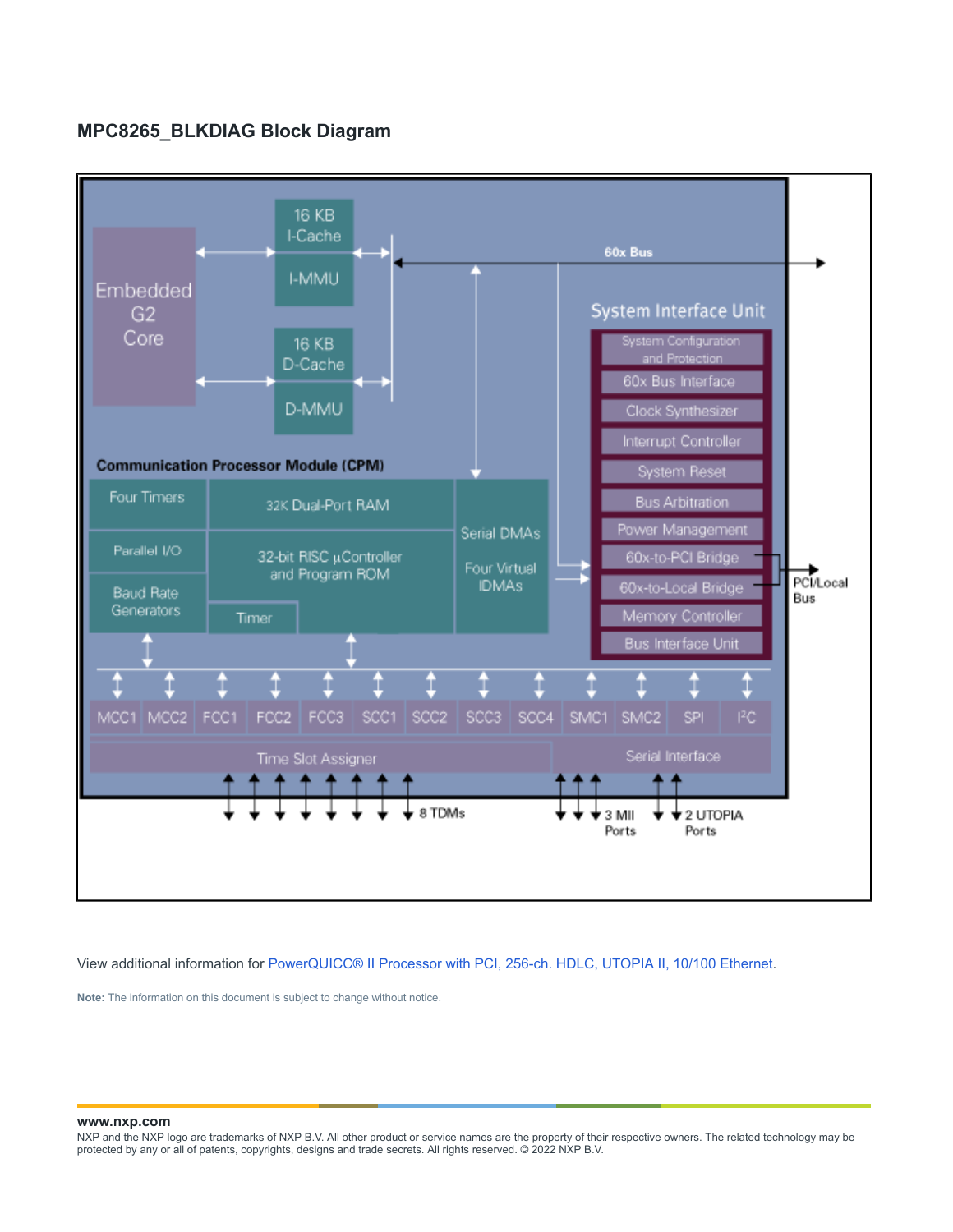## MPC8265_BLKDIAG Block Diagram

Embedded G2 Core

16 KB I-Cache

I-MMU

16 KB D-Cache

D-MMU

60x Bus

System Interface Unit

System Configuration and Protection

60x Bus Interface

Clock Synthesizer

Interrupt Controller

System Reset

Bus Arbitration

Power Management

60x-to-PCI Bridge

60x-to-Local Bridge

Memory Controller

Bus Interface Unit

PCI/Local Bus

Communication Processor Module (CPM)

Four Timers

32K Dual-Port RAM

Serial DMAs

Four Virtual IDMAs

Parallel I/O

32-bit RISC μController and Program ROM

Baud Rate Generators

Timer

MCC1 MCC2 FCC1 FCC2 FCC3 SCC1 SCC2 SCC3 SCC4 SMC1 SMC2 SPI I²C

Time Slot Assigner

Serial Interface

8 TDMs

3 MII Ports

2 UTOPIA Ports

View additional information for PowerQUICC® II Processor with PCI, 256-ch. HDLC, UTOPIA II, 10/100 Ethernet.

**Note:** The information on this document is subject to change without notice.

**www.nxp.com**

NXP and the NXP logo are trademarks of NXP B.V. All other product or service names are the property of their respective owners. The related technology may be protected by any or all of patents, copyrights, designs and trade secrets. All rights reserved. © 2022 NXP B.V.